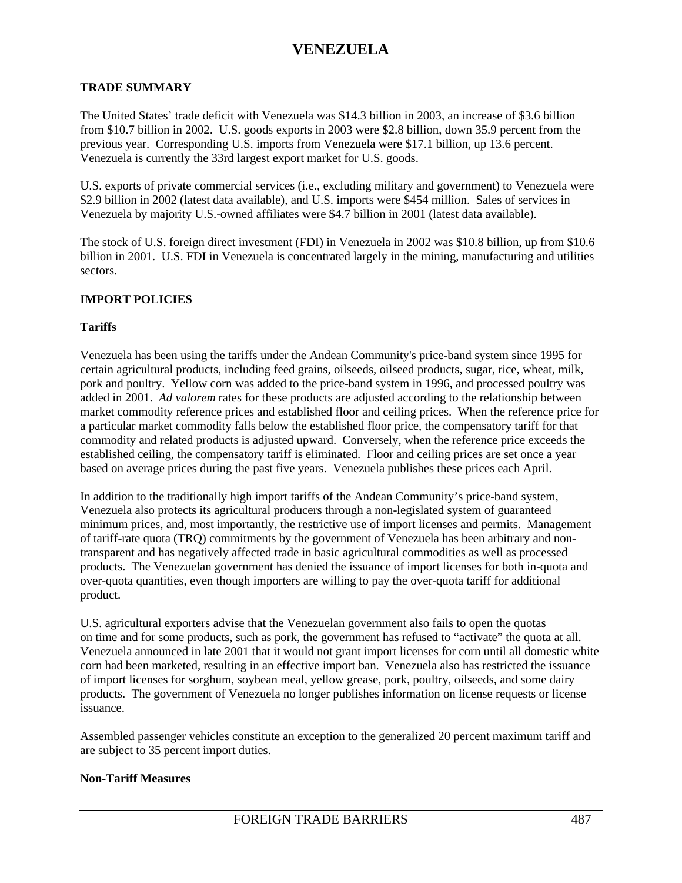# VENEZUELA

## TRADE SUMMARY

The United States' trade deficit with Venezuela was $14.3 billion in 2003, an increase of $3.6 billion from $10.7 billion in 2002. U.S. goods exports in 2003 were $2.8 billion, down 35.9 percent from the previous year. Corresponding U.S. imports from Venezuela were $17.1 billion, up 13.6 percent. Venezuela is currently the 33rd largest export market for U.S. goods.

U.S. exports of private commercial services (i.e., excluding military and government) to Venezuela were $2.9 billion in 2002 (latest data available), and U.S. imports were $454 million. Sales of services in Venezuela by majority U.S.-owned affiliates were $4.7 billion in 2001 (latest data available).

The stock of U.S. foreign direct investment (FDI) in Venezuela in 2002 was $10.8 billion, up from $10.6 billion in 2001. U.S. FDI in Venezuela is concentrated largely in the mining, manufacturing and utilities sectors.

## IMPORT POLICIES

### Tariffs

Venezuela has been using the tariffs under the Andean Community's price-band system since 1995 for certain agricultural products, including feed grains, oilseeds, oilseed products, sugar, rice, wheat, milk, pork and poultry. Yellow corn was added to the price-band system in 1996, and processed poultry was added in 2001. *Ad valorem* rates for these products are adjusted according to the relationship between market commodity reference prices and established floor and ceiling prices. When the reference price for a particular market commodity falls below the established floor price, the compensatory tariff for that commodity and related products is adjusted upward. Conversely, when the reference price exceeds the established ceiling, the compensatory tariff is eliminated. Floor and ceiling prices are set once a year based on average prices during the past five years. Venezuela publishes these prices each April.

In addition to the traditionally high import tariffs of the Andean Community's price-band system, Venezuela also protects its agricultural producers through a non-legislated system of guaranteed minimum prices, and, most importantly, the restrictive use of import licenses and permits. Management of tariff-rate quota (TRQ) commitments by the government of Venezuela has been arbitrary and non-transparent and has negatively affected trade in basic agricultural commodities as well as processed products. The Venezuelan government has denied the issuance of import licenses for both in-quota and over-quota quantities, even though importers are willing to pay the over-quota tariff for additional product.

U.S. agricultural exporters advise that the Venezuelan government also fails to open the quotas on time and for some products, such as pork, the government has refused to "activate" the quota at all. Venezuela announced in late 2001 that it would not grant import licenses for corn until all domestic white corn had been marketed, resulting in an effective import ban. Venezuela also has restricted the issuance of import licenses for sorghum, soybean meal, yellow grease, pork, poultry, oilseeds, and some dairy products. The government of Venezuela no longer publishes information on license requests or license issuance.

Assembled passenger vehicles constitute an exception to the generalized 20 percent maximum tariff and are subject to 35 percent import duties.

### Non-Tariff Measures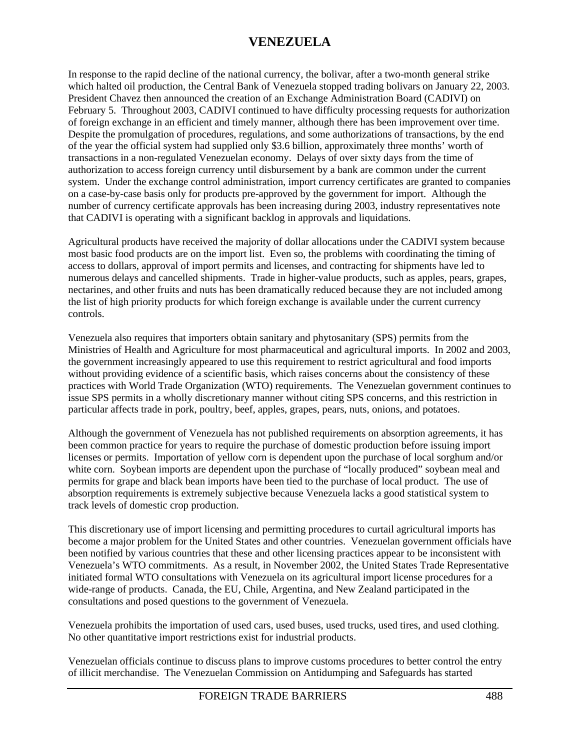# VENEZUELA

In response to the rapid decline of the national currency, the bolivar, after a two-month general strike which halted oil production, the Central Bank of Venezuela stopped trading bolivars on January 22, 2003. President Chavez then announced the creation of an Exchange Administration Board (CADIVI) on February 5. Throughout 2003, CADIVI continued to have difficulty processing requests for authorization of foreign exchange in an efficient and timely manner, although there has been improvement over time. Despite the promulgation of procedures, regulations, and some authorizations of transactions, by the end of the year the official system had supplied only $3.6 billion, approximately three months' worth of transactions in a non-regulated Venezuelan economy. Delays of over sixty days from the time of authorization to access foreign currency until disbursement by a bank are common under the current system. Under the exchange control administration, import currency certificates are granted to companies on a case-by-case basis only for products pre-approved by the government for import. Although the number of currency certificate approvals has been increasing during 2003, industry representatives note that CADIVI is operating with a significant backlog in approvals and liquidations.

Agricultural products have received the majority of dollar allocations under the CADIVI system because most basic food products are on the import list. Even so, the problems with coordinating the timing of access to dollars, approval of import permits and licenses, and contracting for shipments have led to numerous delays and cancelled shipments. Trade in higher-value products, such as apples, pears, grapes, nectarines, and other fruits and nuts has been dramatically reduced because they are not included among the list of high priority products for which foreign exchange is available under the current currency controls.

Venezuela also requires that importers obtain sanitary and phytosanitary (SPS) permits from the Ministries of Health and Agriculture for most pharmaceutical and agricultural imports. In 2002 and 2003, the government increasingly appeared to use this requirement to restrict agricultural and food imports without providing evidence of a scientific basis, which raises concerns about the consistency of these practices with World Trade Organization (WTO) requirements. The Venezuelan government continues to issue SPS permits in a wholly discretionary manner without citing SPS concerns, and this restriction in particular affects trade in pork, poultry, beef, apples, grapes, pears, nuts, onions, and potatoes.

Although the government of Venezuela has not published requirements on absorption agreements, it has been common practice for years to require the purchase of domestic production before issuing import licenses or permits. Importation of yellow corn is dependent upon the purchase of local sorghum and/or white corn. Soybean imports are dependent upon the purchase of "locally produced" soybean meal and permits for grape and black bean imports have been tied to the purchase of local product. The use of absorption requirements is extremely subjective because Venezuela lacks a good statistical system to track levels of domestic crop production.

This discretionary use of import licensing and permitting procedures to curtail agricultural imports has become a major problem for the United States and other countries. Venezuelan government officials have been notified by various countries that these and other licensing practices appear to be inconsistent with Venezuela's WTO commitments. As a result, in November 2002, the United States Trade Representative initiated formal WTO consultations with Venezuela on its agricultural import license procedures for a wide-range of products. Canada, the EU, Chile, Argentina, and New Zealand participated in the consultations and posed questions to the government of Venezuela.

Venezuela prohibits the importation of used cars, used buses, used trucks, used tires, and used clothing. No other quantitative import restrictions exist for industrial products.

Venezuelan officials continue to discuss plans to improve customs procedures to better control the entry of illicit merchandise. The Venezuelan Commission on Antidumping and Safeguards has started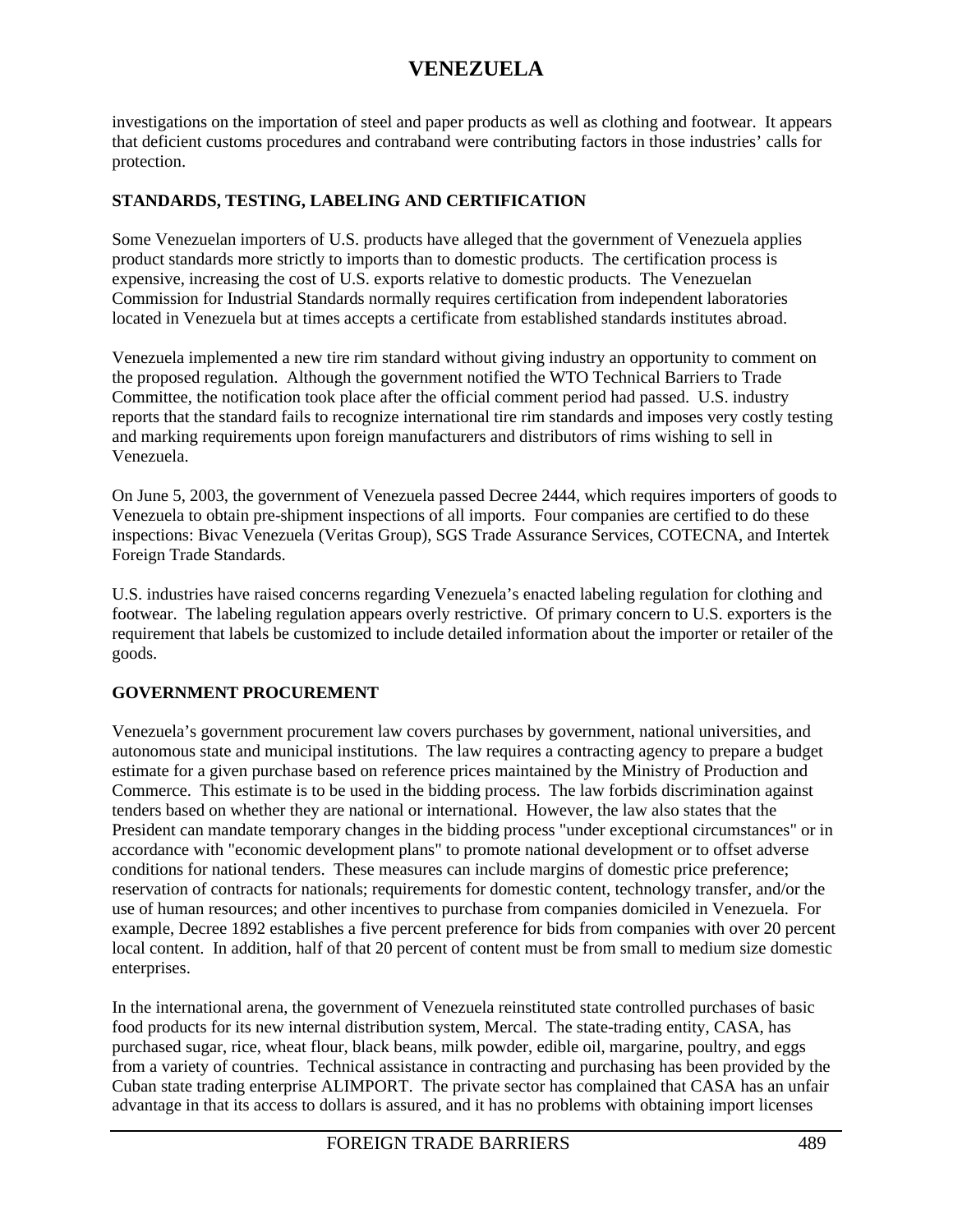investigations on the importation of steel and paper products as well as clothing and footwear. It appears that deficient customs procedures and contraband were contributing factors in those industries' calls for protection.

## STANDARDS, TESTING, LABELING AND CERTIFICATION

Some Venezuelan importers of U.S. products have alleged that the government of Venezuela applies product standards more strictly to imports than to domestic products. The certification process is expensive, increasing the cost of U.S. exports relative to domestic products. The Venezuelan Commission for Industrial Standards normally requires certification from independent laboratories located in Venezuela but at times accepts a certificate from established standards institutes abroad.

Venezuela implemented a new tire rim standard without giving industry an opportunity to comment on the proposed regulation. Although the government notified the WTO Technical Barriers to Trade Committee, the notification took place after the official comment period had passed. U.S. industry reports that the standard fails to recognize international tire rim standards and imposes very costly testing and marking requirements upon foreign manufacturers and distributors of rims wishing to sell in Venezuela.

On June 5, 2003, the government of Venezuela passed Decree 2444, which requires importers of goods to Venezuela to obtain pre-shipment inspections of all imports. Four companies are certified to do these inspections: Bivac Venezuela (Veritas Group), SGS Trade Assurance Services, COTECNA, and Intertek Foreign Trade Standards.

U.S. industries have raised concerns regarding Venezuela's enacted labeling regulation for clothing and footwear. The labeling regulation appears overly restrictive. Of primary concern to U.S. exporters is the requirement that labels be customized to include detailed information about the importer or retailer of the goods.

## GOVERNMENT PROCUREMENT

Venezuela's government procurement law covers purchases by government, national universities, and autonomous state and municipal institutions. The law requires a contracting agency to prepare a budget estimate for a given purchase based on reference prices maintained by the Ministry of Production and Commerce. This estimate is to be used in the bidding process. The law forbids discrimination against tenders based on whether they are national or international. However, the law also states that the President can mandate temporary changes in the bidding process "under exceptional circumstances" or in accordance with "economic development plans" to promote national development or to offset adverse conditions for national tenders. These measures can include margins of domestic price preference; reservation of contracts for nationals; requirements for domestic content, technology transfer, and/or the use of human resources; and other incentives to purchase from companies domiciled in Venezuela. For example, Decree 1892 establishes a five percent preference for bids from companies with over 20 percent local content. In addition, half of that 20 percent of content must be from small to medium size domestic enterprises.

In the international arena, the government of Venezuela reinstituted state controlled purchases of basic food products for its new internal distribution system, Mercal. The state-trading entity, CASA, has purchased sugar, rice, wheat flour, black beans, milk powder, edible oil, margarine, poultry, and eggs from a variety of countries. Technical assistance in contracting and purchasing has been provided by the Cuban state trading enterprise ALIMPORT. The private sector has complained that CASA has an unfair advantage in that its access to dollars is assured, and it has no problems with obtaining import licenses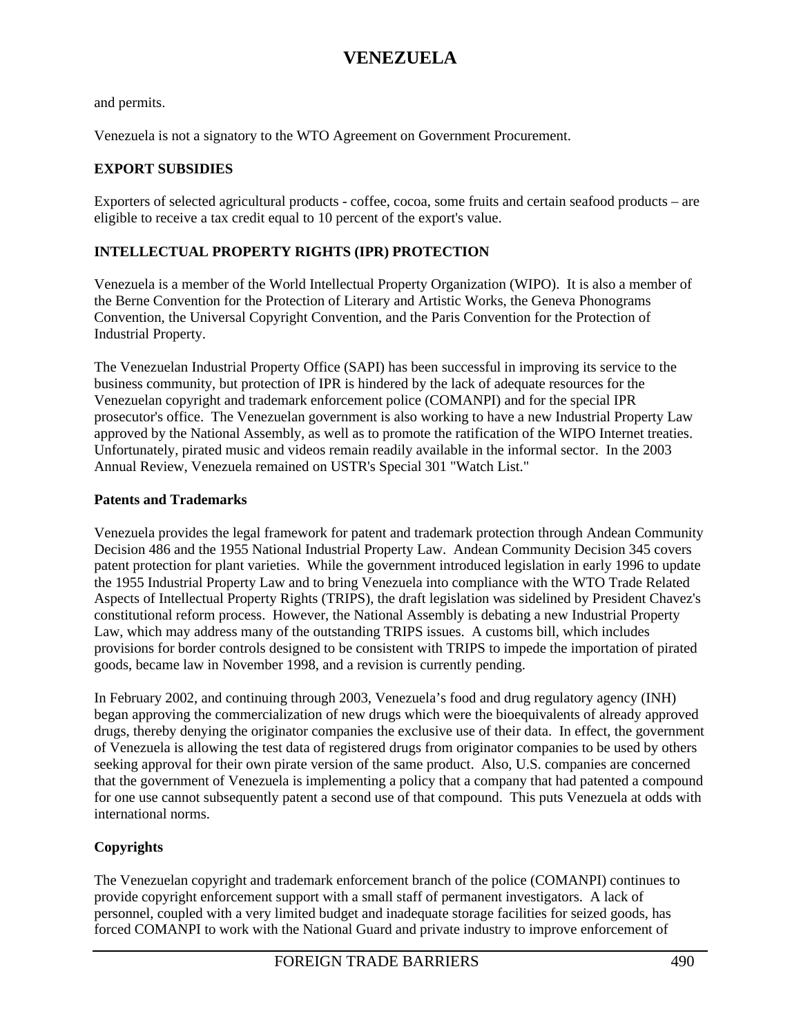and permits.

Venezuela is not a signatory to the WTO Agreement on Government Procurement.

## EXPORT SUBSIDIES

Exporters of selected agricultural products - coffee, cocoa, some fruits and certain seafood products – are eligible to receive a tax credit equal to 10 percent of the export's value.

## INTELLECTUAL PROPERTY RIGHTS (IPR) PROTECTION

Venezuela is a member of the World Intellectual Property Organization (WIPO). It is also a member of the Berne Convention for the Protection of Literary and Artistic Works, the Geneva Phonograms Convention, the Universal Copyright Convention, and the Paris Convention for the Protection of Industrial Property.

The Venezuelan Industrial Property Office (SAPI) has been successful in improving its service to the business community, but protection of IPR is hindered by the lack of adequate resources for the Venezuelan copyright and trademark enforcement police (COMANPI) and for the special IPR prosecutor's office. The Venezuelan government is also working to have a new Industrial Property Law approved by the National Assembly, as well as to promote the ratification of the WIPO Internet treaties. Unfortunately, pirated music and videos remain readily available in the informal sector. In the 2003 Annual Review, Venezuela remained on USTR's Special 301 "Watch List."

### Patents and Trademarks

Venezuela provides the legal framework for patent and trademark protection through Andean Community Decision 486 and the 1955 National Industrial Property Law. Andean Community Decision 345 covers patent protection for plant varieties. While the government introduced legislation in early 1996 to update the 1955 Industrial Property Law and to bring Venezuela into compliance with the WTO Trade Related Aspects of Intellectual Property Rights (TRIPS), the draft legislation was sidelined by President Chavez's constitutional reform process. However, the National Assembly is debating a new Industrial Property Law, which may address many of the outstanding TRIPS issues. A customs bill, which includes provisions for border controls designed to be consistent with TRIPS to impede the importation of pirated goods, became law in November 1998, and a revision is currently pending.

In February 2002, and continuing through 2003, Venezuela's food and drug regulatory agency (INH) began approving the commercialization of new drugs which were the bioequivalents of already approved drugs, thereby denying the originator companies the exclusive use of their data. In effect, the government of Venezuela is allowing the test data of registered drugs from originator companies to be used by others seeking approval for their own pirate version of the same product. Also, U.S. companies are concerned that the government of Venezuela is implementing a policy that a company that had patented a compound for one use cannot subsequently patent a second use of that compound. This puts Venezuela at odds with international norms.

### Copyrights

The Venezuelan copyright and trademark enforcement branch of the police (COMANPI) continues to provide copyright enforcement support with a small staff of permanent investigators. A lack of personnel, coupled with a very limited budget and inadequate storage facilities for seized goods, has forced COMANPI to work with the National Guard and private industry to improve enforcement of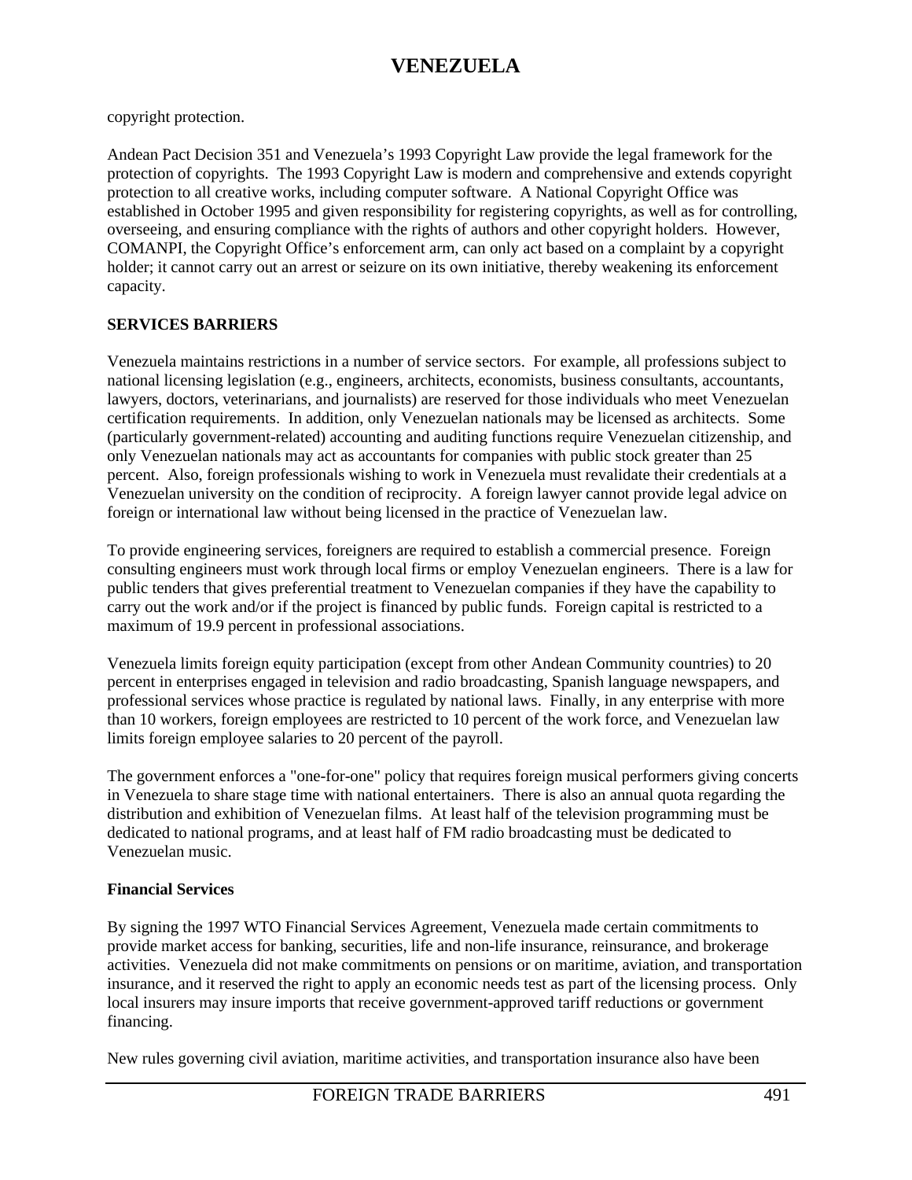copyright protection.

Andean Pact Decision 351 and Venezuela's 1993 Copyright Law provide the legal framework for the protection of copyrights. The 1993 Copyright Law is modern and comprehensive and extends copyright protection to all creative works, including computer software. A National Copyright Office was established in October 1995 and given responsibility for registering copyrights, as well as for controlling, overseeing, and ensuring compliance with the rights of authors and other copyright holders. However, COMANPI, the Copyright Office's enforcement arm, can only act based on a complaint by a copyright holder; it cannot carry out an arrest or seizure on its own initiative, thereby weakening its enforcement capacity.

## SERVICES BARRIERS

Venezuela maintains restrictions in a number of service sectors. For example, all professions subject to national licensing legislation (e.g., engineers, architects, economists, business consultants, accountants, lawyers, doctors, veterinarians, and journalists) are reserved for those individuals who meet Venezuelan certification requirements. In addition, only Venezuelan nationals may be licensed as architects. Some (particularly government-related) accounting and auditing functions require Venezuelan citizenship, and only Venezuelan nationals may act as accountants for companies with public stock greater than 25 percent. Also, foreign professionals wishing to work in Venezuela must revalidate their credentials at a Venezuelan university on the condition of reciprocity. A foreign lawyer cannot provide legal advice on foreign or international law without being licensed in the practice of Venezuelan law.

To provide engineering services, foreigners are required to establish a commercial presence. Foreign consulting engineers must work through local firms or employ Venezuelan engineers. There is a law for public tenders that gives preferential treatment to Venezuelan companies if they have the capability to carry out the work and/or if the project is financed by public funds. Foreign capital is restricted to a maximum of 19.9 percent in professional associations.

Venezuela limits foreign equity participation (except from other Andean Community countries) to 20 percent in enterprises engaged in television and radio broadcasting, Spanish language newspapers, and professional services whose practice is regulated by national laws. Finally, in any enterprise with more than 10 workers, foreign employees are restricted to 10 percent of the work force, and Venezuelan law limits foreign employee salaries to 20 percent of the payroll.

The government enforces a "one-for-one" policy that requires foreign musical performers giving concerts in Venezuela to share stage time with national entertainers. There is also an annual quota regarding the distribution and exhibition of Venezuelan films. At least half of the television programming must be dedicated to national programs, and at least half of FM radio broadcasting must be dedicated to Venezuelan music.

### Financial Services

By signing the 1997 WTO Financial Services Agreement, Venezuela made certain commitments to provide market access for banking, securities, life and non-life insurance, reinsurance, and brokerage activities. Venezuela did not make commitments on pensions or on maritime, aviation, and transportation insurance, and it reserved the right to apply an economic needs test as part of the licensing process. Only local insurers may insure imports that receive government-approved tariff reductions or government financing.

New rules governing civil aviation, maritime activities, and transportation insurance also have been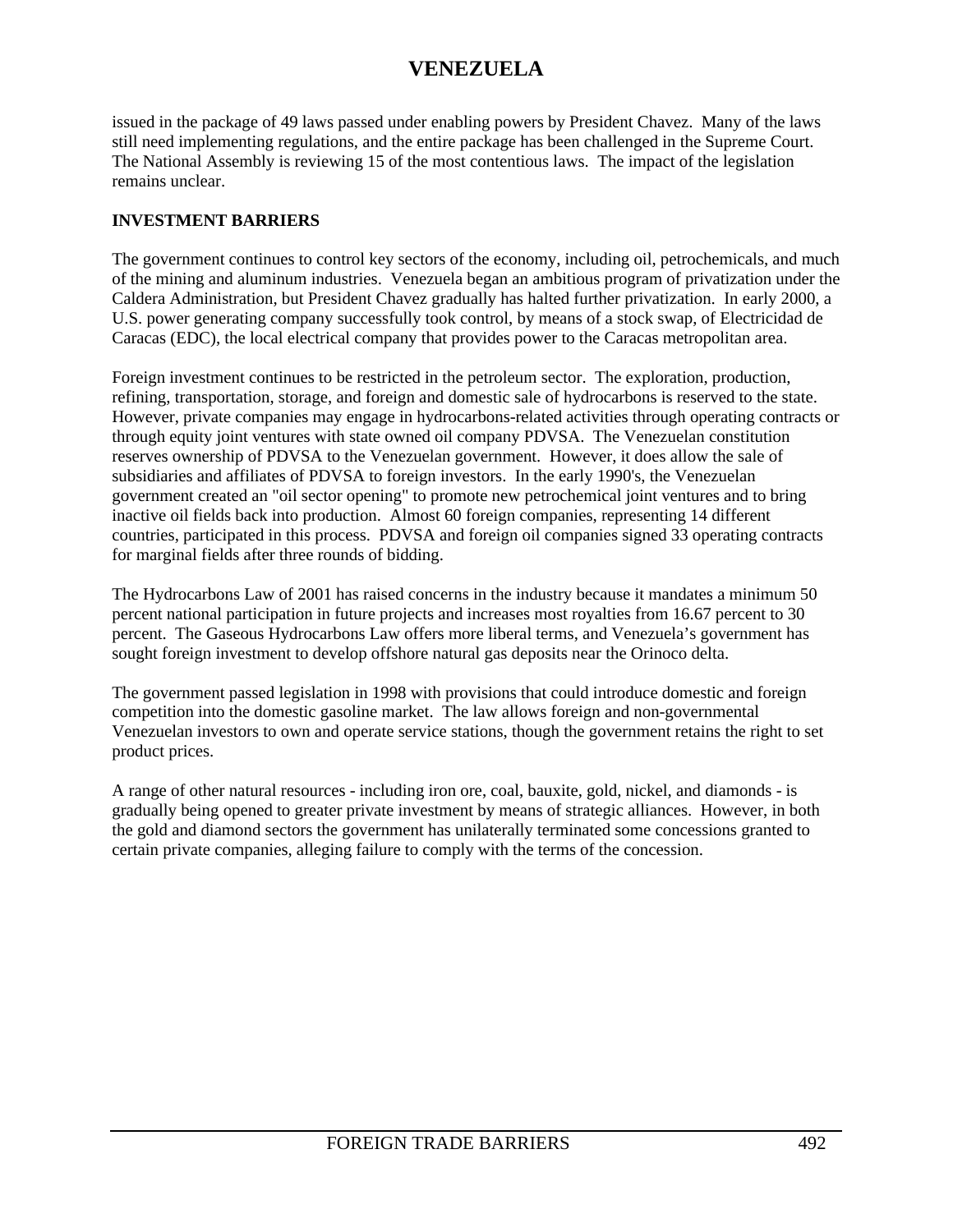issued in the package of 49 laws passed under enabling powers by President Chavez. Many of the laws still need implementing regulations, and the entire package has been challenged in the Supreme Court. The National Assembly is reviewing 15 of the most contentious laws. The impact of the legislation remains unclear.

**INVESTMENT BARRIERS**

The government continues to control key sectors of the economy, including oil, petrochemicals, and much of the mining and aluminum industries. Venezuela began an ambitious program of privatization under the Caldera Administration, but President Chavez gradually has halted further privatization. In early 2000, a U.S. power generating company successfully took control, by means of a stock swap, of Electricidad de Caracas (EDC), the local electrical company that provides power to the Caracas metropolitan area.

Foreign investment continues to be restricted in the petroleum sector. The exploration, production, refining, transportation, storage, and foreign and domestic sale of hydrocarbons is reserved to the state. However, private companies may engage in hydrocarbons-related activities through operating contracts or through equity joint ventures with state owned oil company PDVSA. The Venezuelan constitution reserves ownership of PDVSA to the Venezuelan government. However, it does allow the sale of subsidiaries and affiliates of PDVSA to foreign investors. In the early 1990's, the Venezuelan government created an "oil sector opening" to promote new petrochemical joint ventures and to bring inactive oil fields back into production. Almost 60 foreign companies, representing 14 different countries, participated in this process. PDVSA and foreign oil companies signed 33 operating contracts for marginal fields after three rounds of bidding.

The Hydrocarbons Law of 2001 has raised concerns in the industry because it mandates a minimum 50 percent national participation in future projects and increases most royalties from 16.67 percent to 30 percent. The Gaseous Hydrocarbons Law offers more liberal terms, and Venezuela's government has sought foreign investment to develop offshore natural gas deposits near the Orinoco delta.

The government passed legislation in 1998 with provisions that could introduce domestic and foreign competition into the domestic gasoline market. The law allows foreign and non-governmental Venezuelan investors to own and operate service stations, though the government retains the right to set product prices.

A range of other natural resources - including iron ore, coal, bauxite, gold, nickel, and diamonds - is gradually being opened to greater private investment by means of strategic alliances. However, in both the gold and diamond sectors the government has unilaterally terminated some concessions granted to certain private companies, alleging failure to comply with the terms of the concession.